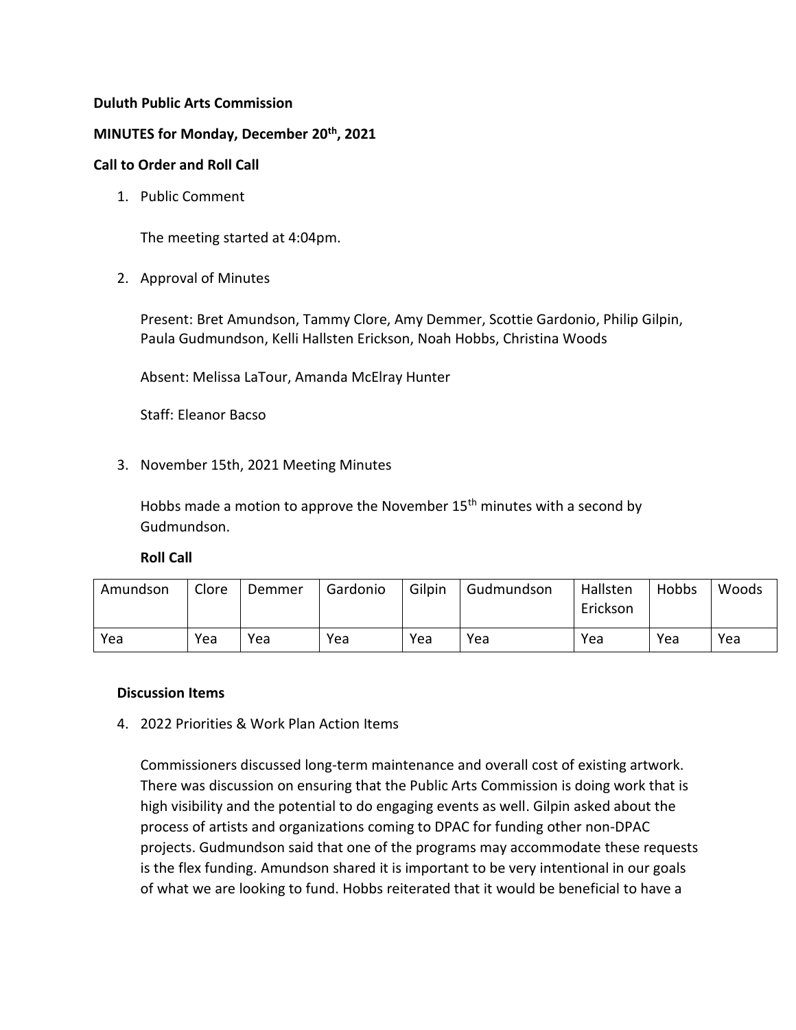**Duluth Public Arts Commission**

**MINUTES for Monday, December 20th, 2021**

**Call to Order and Roll Call**

1. Public Comment

   The meeting started at 4:04pm.

2. Approval of Minutes

   Present: Bret Amundson, Tammy Clore, Amy Demmer, Scottie Gardonio, Philip Gilpin, Paula Gudmundson, Kelli Hallsten Erickson, Noah Hobbs, Christina Woods

   Absent: Melissa LaTour, Amanda McElray Hunter

   Staff: Eleanor Bacso

3. November 15th, 2021 Meeting Minutes

   Hobbs made a motion to approve the November 15th minutes with a second by Gudmundson.

   **Roll Call**

| Amundson | Clore | Demmer | Gardonio | Gilpin | Gudmundson | Hallsten Erickson | Hobbs | Woods |
|---|---|---|---|---|---|---|---|---|
| Yea | Yea | Yea | Yea | Yea | Yea | Yea | Yea | Yea |

**Discussion Items**

4. 2022 Priorities & Work Plan Action Items

   Commissioners discussed long-term maintenance and overall cost of existing artwork. There was discussion on ensuring that the Public Arts Commission is doing work that is high visibility and the potential to do engaging events as well. Gilpin asked about the process of artists and organizations coming to DPAC for funding other non-DPAC projects. Gudmundson said that one of the programs may accommodate these requests is the flex funding. Amundson shared it is important to be very intentional in our goals of what we are looking to fund. Hobbs reiterated that it would be beneficial to have a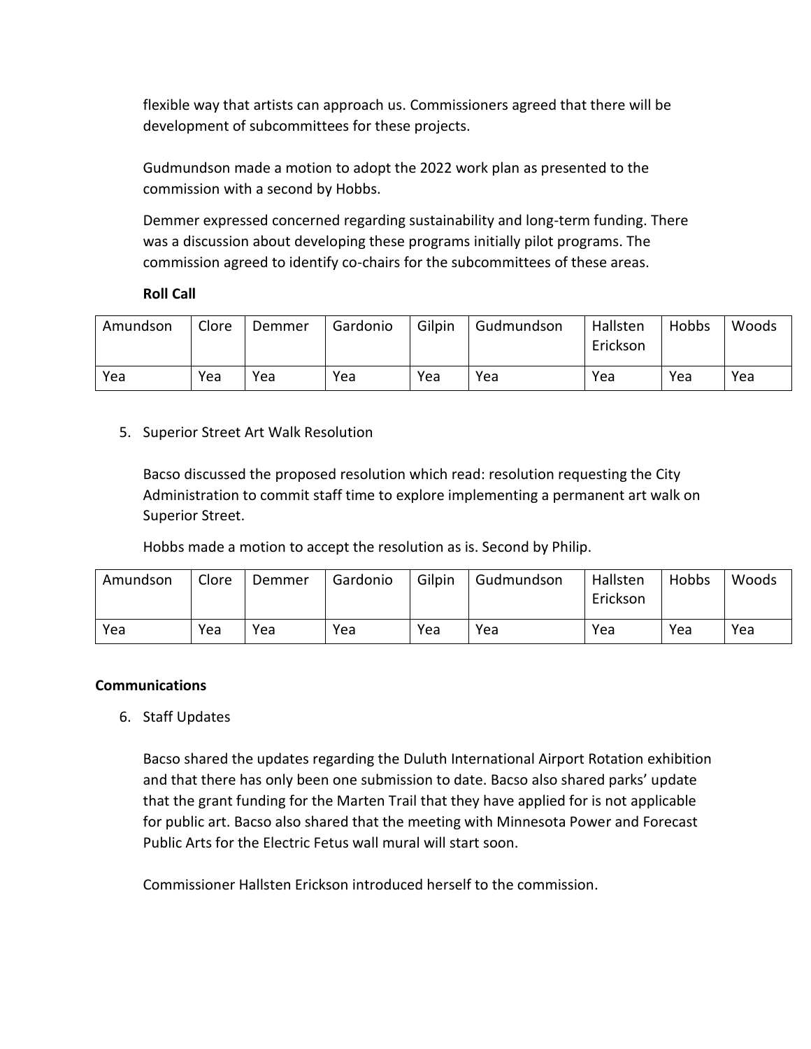flexible way that artists can approach us. Commissioners agreed that there will be development of subcommittees for these projects.

Gudmundson made a motion to adopt the 2022 work plan as presented to the commission with a second by Hobbs.

Demmer expressed concerned regarding sustainability and long-term funding. There was a discussion about developing these programs initially pilot programs. The commission agreed to identify co-chairs for the subcommittees of these areas.

**Roll Call**

| Amundson | Clore | Demmer | Gardonio | Gilpin | Gudmundson | Hallsten Erickson | Hobbs | Woods |
|---|---|---|---|---|---|---|---|---|
| Yea | Yea | Yea | Yea | Yea | Yea | Yea | Yea | Yea |

5. Superior Street Art Walk Resolution

   Bacso discussed the proposed resolution which read: resolution requesting the City Administration to commit staff time to explore implementing a permanent art walk on Superior Street.

   Hobbs made a motion to accept the resolution as is. Second by Philip.

| Amundson | Clore | Demmer | Gardonio | Gilpin | Gudmundson | Hallsten Erickson | Hobbs | Woods |
|---|---|---|---|---|---|---|---|---|
| Yea | Yea | Yea | Yea | Yea | Yea | Yea | Yea | Yea |

**Communications**

6. Staff Updates

   Bacso shared the updates regarding the Duluth International Airport Rotation exhibition and that there has only been one submission to date. Bacso also shared parks' update that the grant funding for the Marten Trail that they have applied for is not applicable for public art. Bacso also shared that the meeting with Minnesota Power and Forecast Public Arts for the Electric Fetus wall mural will start soon.

   Commissioner Hallsten Erickson introduced herself to the commission.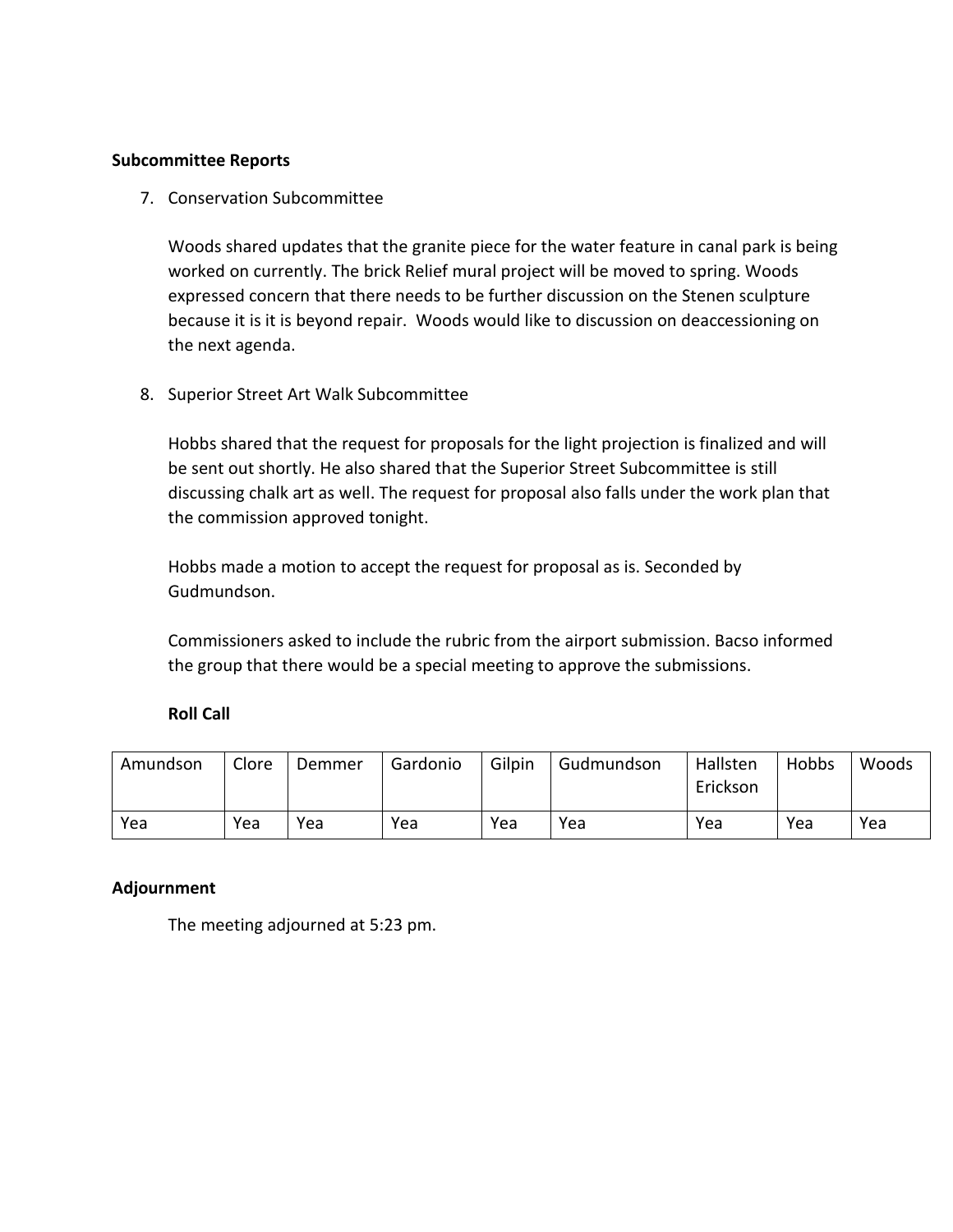**Subcommittee Reports**

7. Conservation Subcommittee

   Woods shared updates that the granite piece for the water feature in canal park is being worked on currently. The brick Relief mural project will be moved to spring. Woods expressed concern that there needs to be further discussion on the Stenen sculpture because it is it is beyond repair. Woods would like to discussion on deaccessioning on the next agenda.

8. Superior Street Art Walk Subcommittee

   Hobbs shared that the request for proposals for the light projection is finalized and will be sent out shortly. He also shared that the Superior Street Subcommittee is still discussing chalk art as well. The request for proposal also falls under the work plan that the commission approved tonight.

   Hobbs made a motion to accept the request for proposal as is. Seconded by Gudmundson.

   Commissioners asked to include the rubric from the airport submission. Bacso informed the group that there would be a special meeting to approve the submissions.

   **Roll Call**

| Amundson | Clore | Demmer | Gardonio | Gilpin | Gudmundson | Hallsten Erickson | Hobbs | Woods |
|---|---|---|---|---|---|---|---|---|
| Yea | Yea | Yea | Yea | Yea | Yea | Yea | Yea | Yea |

**Adjournment**

The meeting adjourned at 5:23 pm.